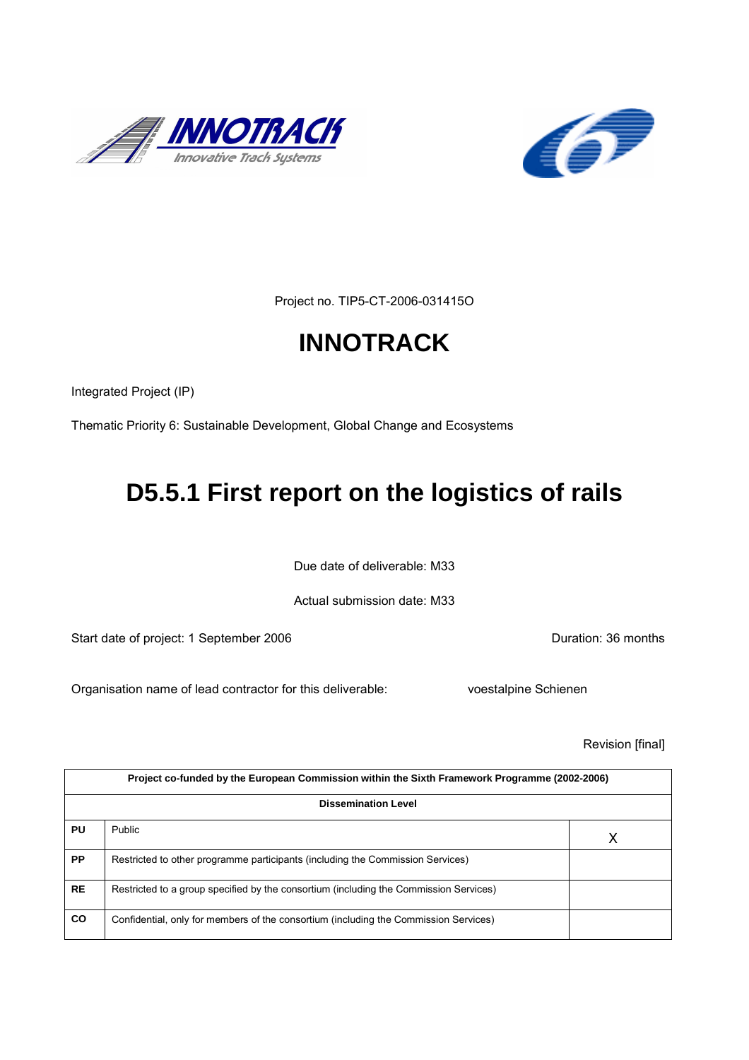Project no. TIP5-CT-2006-031415O

# INNOTRACK

Integrated Project (IP)

Thematic Priority 6: Sustainable Development, Global Change and Ecosystems

# D5.5.1 First report on the logistics of rails

Due date of deliverable: M33

Actual submission date: M33

Start date of project: 1 September 2006

Duration: 36 months

Organisation name of lead contractor for this deliverable: voestalpine Schienen

Revision [final]

| Project co-funded by the European Commission within the Sixth Framework Programme (2002-2006) | | |
|---|---|---|
| **Dissemination Level** | | |
| **PU** | Public | X |
| **PP** | Restricted to other programme participants (including the Commission Services) | |
| **RE** | Restricted to a group specified by the consortium (including the Commission Services) | |
| **CO** | Confidential, only for members of the consortium (including the Commission Services) | |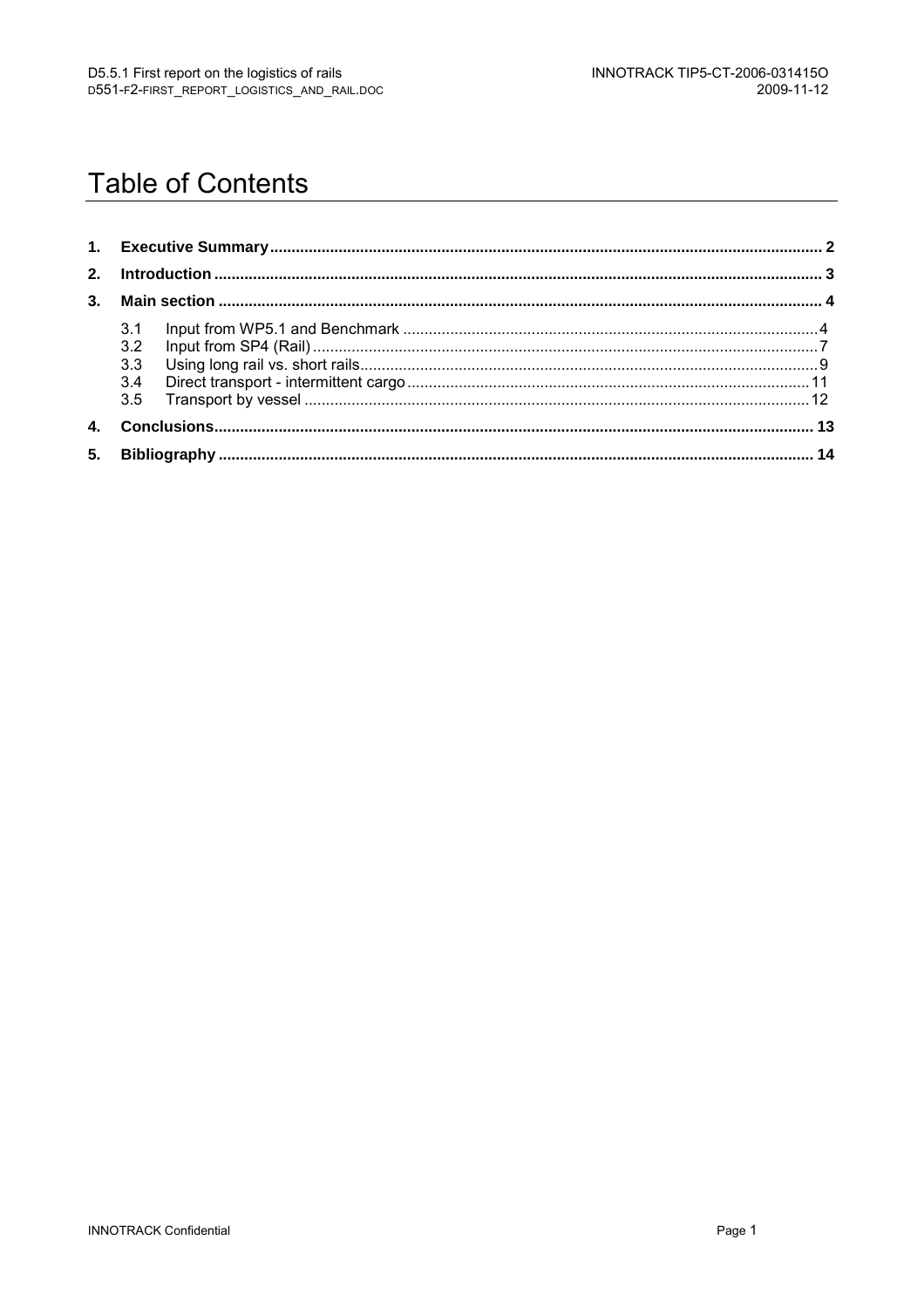# Table of Contents

1. **Executive Summary** .......... 2
2. **Introduction** .......... 3
3. **Main section** .......... 4
   - 3.1 Input from WP5.1 and Benchmark .......... 4
   - 3.2 Input from SP4 (Rail) .......... 7
   - 3.3 Using long rail vs. short rails .......... 9
   - 3.4 Direct transport - intermittent cargo .......... 11
   - 3.5 Transport by vessel .......... 12
4. **Conclusions** .......... 13
5. **Bibliography** .......... 14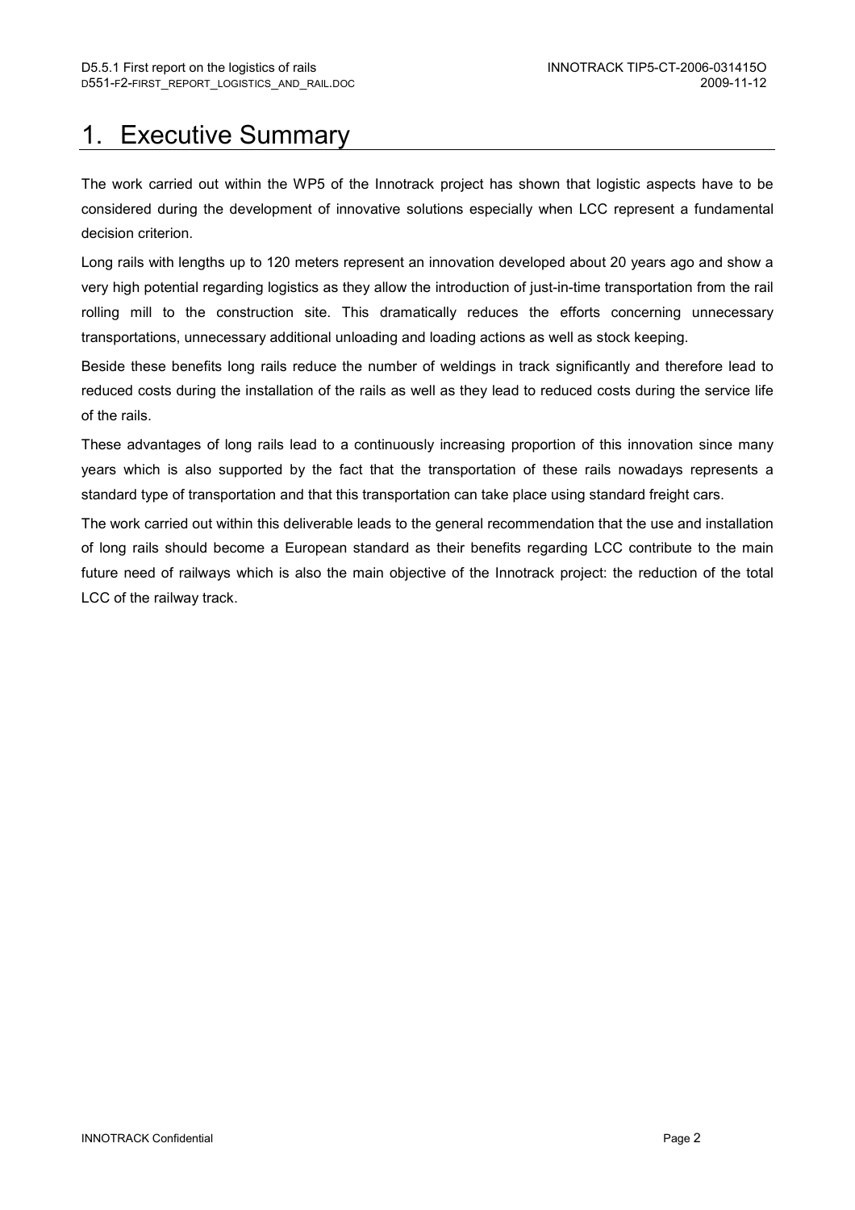# 1. Executive Summary

The work carried out within the WP5 of the Innotrack project has shown that logistic aspects have to be considered during the development of innovative solutions especially when LCC represent a fundamental decision criterion.

Long rails with lengths up to 120 meters represent an innovation developed about 20 years ago and show a very high potential regarding logistics as they allow the introduction of just-in-time transportation from the rail rolling mill to the construction site. This dramatically reduces the efforts concerning unnecessary transportations, unnecessary additional unloading and loading actions as well as stock keeping.

Beside these benefits long rails reduce the number of weldings in track significantly and therefore lead to reduced costs during the installation of the rails as well as they lead to reduced costs during the service life of the rails.

These advantages of long rails lead to a continuously increasing proportion of this innovation since many years which is also supported by the fact that the transportation of these rails nowadays represents a standard type of transportation and that this transportation can take place using standard freight cars.

The work carried out within this deliverable leads to the general recommendation that the use and installation of long rails should become a European standard as their benefits regarding LCC contribute to the main future need of railways which is also the main objective of the Innotrack project: the reduction of the total LCC of the railway track.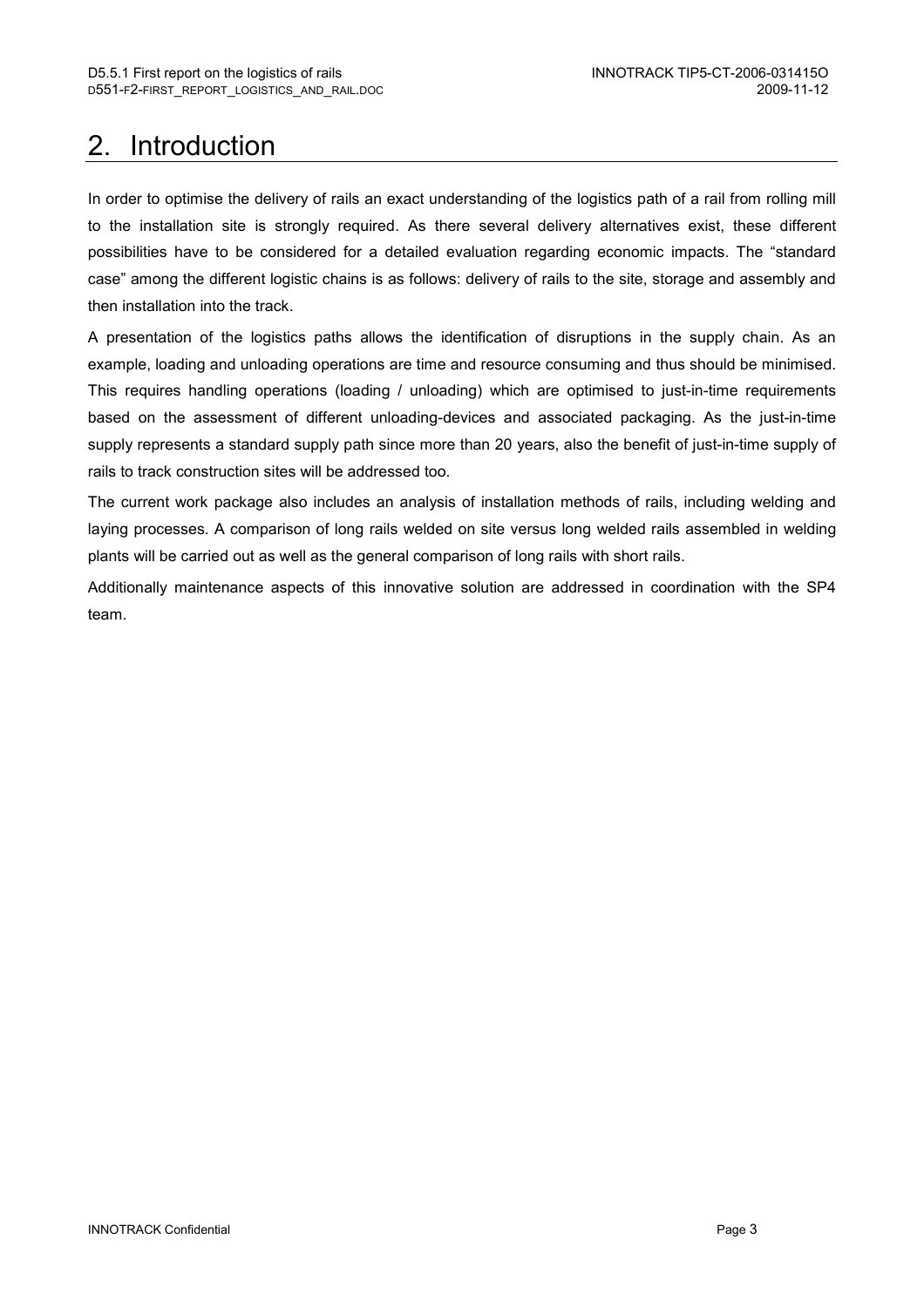# 2. Introduction

In order to optimise the delivery of rails an exact understanding of the logistics path of a rail from rolling mill to the installation site is strongly required. As there several delivery alternatives exist, these different possibilities have to be considered for a detailed evaluation regarding economic impacts. The "standard case" among the different logistic chains is as follows: delivery of rails to the site, storage and assembly and then installation into the track.

A presentation of the logistics paths allows the identification of disruptions in the supply chain. As an example, loading and unloading operations are time and resource consuming and thus should be minimised. This requires handling operations (loading / unloading) which are optimised to just-in-time requirements based on the assessment of different unloading-devices and associated packaging. As the just-in-time supply represents a standard supply path since more than 20 years, also the benefit of just-in-time supply of rails to track construction sites will be addressed too.

The current work package also includes an analysis of installation methods of rails, including welding and laying processes. A comparison of long rails welded on site versus long welded rails assembled in welding plants will be carried out as well as the general comparison of long rails with short rails.

Additionally maintenance aspects of this innovative solution are addressed in coordination with the SP4 team.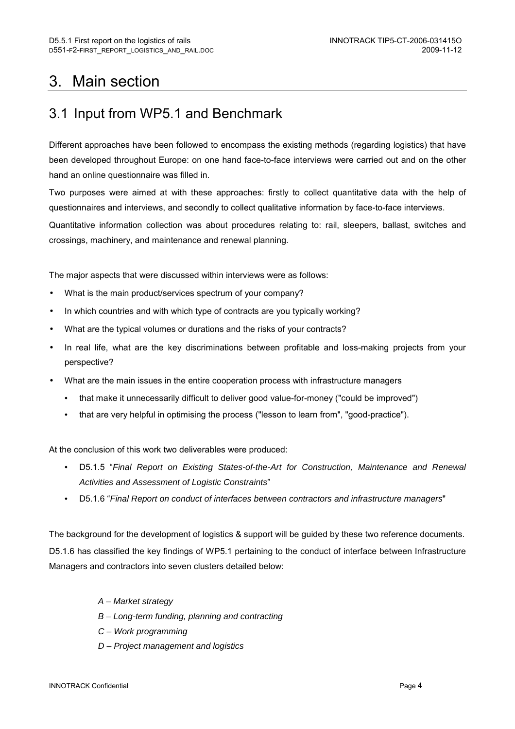# 3. Main section

## 3.1 Input from WP5.1 and Benchmark

Different approaches have been followed to encompass the existing methods (regarding logistics) that have been developed throughout Europe: on one hand face-to-face interviews were carried out and on the other hand an online questionnaire was filled in.

Two purposes were aimed at with these approaches: firstly to collect quantitative data with the help of questionnaires and interviews, and secondly to collect qualitative information by face-to-face interviews.

Quantitative information collection was about procedures relating to: rail, sleepers, ballast, switches and crossings, machinery, and maintenance and renewal planning.

The major aspects that were discussed within interviews were as follows:

- What is the main product/services spectrum of your company?
- In which countries and with which type of contracts are you typically working?
- What are the typical volumes or durations and the risks of your contracts?
- In real life, what are the key discriminations between profitable and loss-making projects from your perspective?
- What are the main issues in the entire cooperation process with infrastructure managers
  - that make it unnecessarily difficult to deliver good value-for-money ("could be improved")
  - that are very helpful in optimising the process ("lesson to learn from", "good-practice").

At the conclusion of this work two deliverables were produced:

- D5.1.5 "*Final Report on Existing States-of-the-Art for Construction, Maintenance and Renewal Activities and Assessment of Logistic Constraints*"
- D5.1.6 "*Final Report on conduct of interfaces between contractors and infrastructure managers*"

The background for the development of logistics & support will be guided by these two reference documents.

D5.1.6 has classified the key findings of WP5.1 pertaining to the conduct of interface between Infrastructure Managers and contractors into seven clusters detailed below:

*A – Market strategy*

*B – Long-term funding, planning and contracting*

*C – Work programming*

*D – Project management and logistics*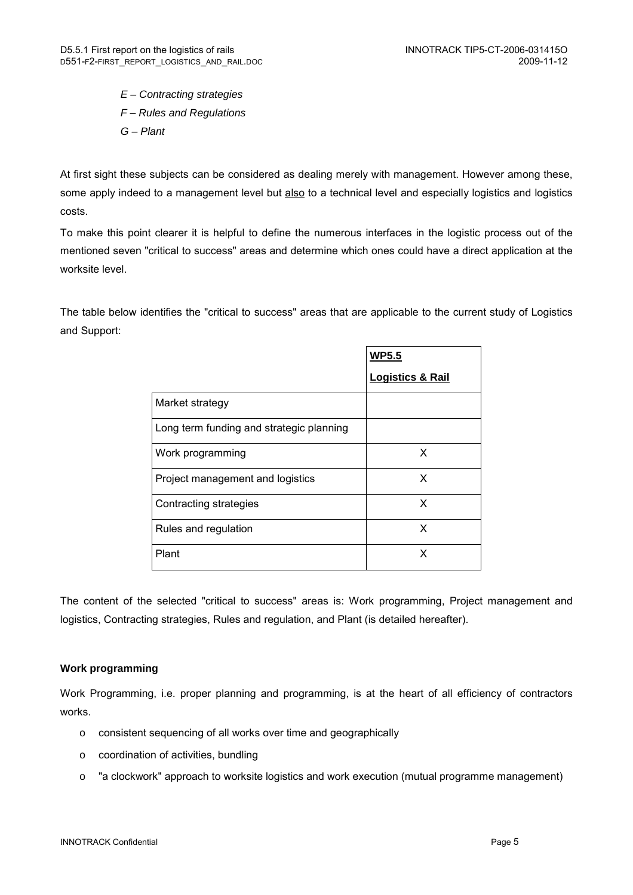*E – Contracting strategies*

*F – Rules and Regulations*

*G – Plant*

At first sight these subjects can be considered as dealing merely with management. However among these, some apply indeed to a management level but <u>also</u> to a technical level and especially logistics and logistics costs.

To make this point clearer it is helpful to define the numerous interfaces in the logistic process out of the mentioned seven "critical to success" areas and determine which ones could have a direct application at the worksite level.

The table below identifies the "critical to success" areas that are applicable to the current study of Logistics and Support:

| | **WP5.5** **Logistics & Rail** |
|---|---|
| Market strategy | |
| Long term funding and strategic planning | |
| Work programming | X |
| Project management and logistics | X |
| Contracting strategies | X |
| Rules and regulation | X |
| Plant | X |

The content of the selected "critical to success" areas is: Work programming, Project management and logistics, Contracting strategies, Rules and regulation, and Plant (is detailed hereafter).

**Work programming**

Work Programming, i.e. proper planning and programming, is at the heart of all efficiency of contractors works.

- consistent sequencing of all works over time and geographically
- coordination of activities, bundling
- "a clockwork" approach to worksite logistics and work execution (mutual programme management)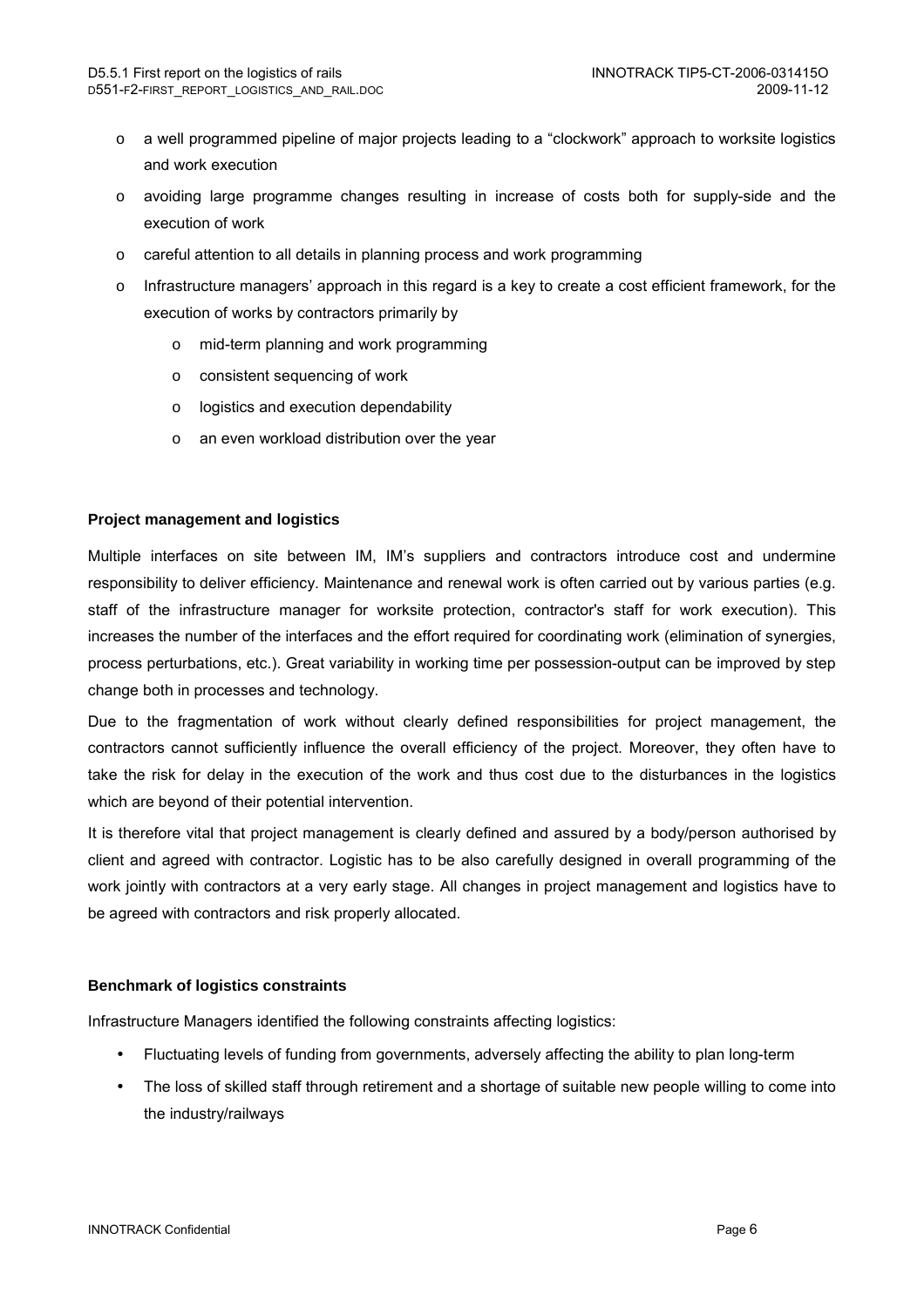- a well programmed pipeline of major projects leading to a "clockwork" approach to worksite logistics and work execution
- avoiding large programme changes resulting in increase of costs both for supply-side and the execution of work
- careful attention to all details in planning process and work programming
- Infrastructure managers' approach in this regard is a key to create a cost efficient framework, for the execution of works by contractors primarily by
  - mid-term planning and work programming
  - consistent sequencing of work
  - logistics and execution dependability
  - an even workload distribution over the year

**Project management and logistics**

Multiple interfaces on site between IM, IM's suppliers and contractors introduce cost and undermine responsibility to deliver efficiency. Maintenance and renewal work is often carried out by various parties (e.g. staff of the infrastructure manager for worksite protection, contractor's staff for work execution). This increases the number of the interfaces and the effort required for coordinating work (elimination of synergies, process perturbations, etc.). Great variability in working time per possession-output can be improved by step change both in processes and technology.

Due to the fragmentation of work without clearly defined responsibilities for project management, the contractors cannot sufficiently influence the overall efficiency of the project. Moreover, they often have to take the risk for delay in the execution of the work and thus cost due to the disturbances in the logistics which are beyond of their potential intervention.

It is therefore vital that project management is clearly defined and assured by a body/person authorised by client and agreed with contractor. Logistic has to be also carefully designed in overall programming of the work jointly with contractors at a very early stage. All changes in project management and logistics have to be agreed with contractors and risk properly allocated.

**Benchmark of logistics constraints**

Infrastructure Managers identified the following constraints affecting logistics:

- Fluctuating levels of funding from governments, adversely affecting the ability to plan long-term
- The loss of skilled staff through retirement and a shortage of suitable new people willing to come into the industry/railways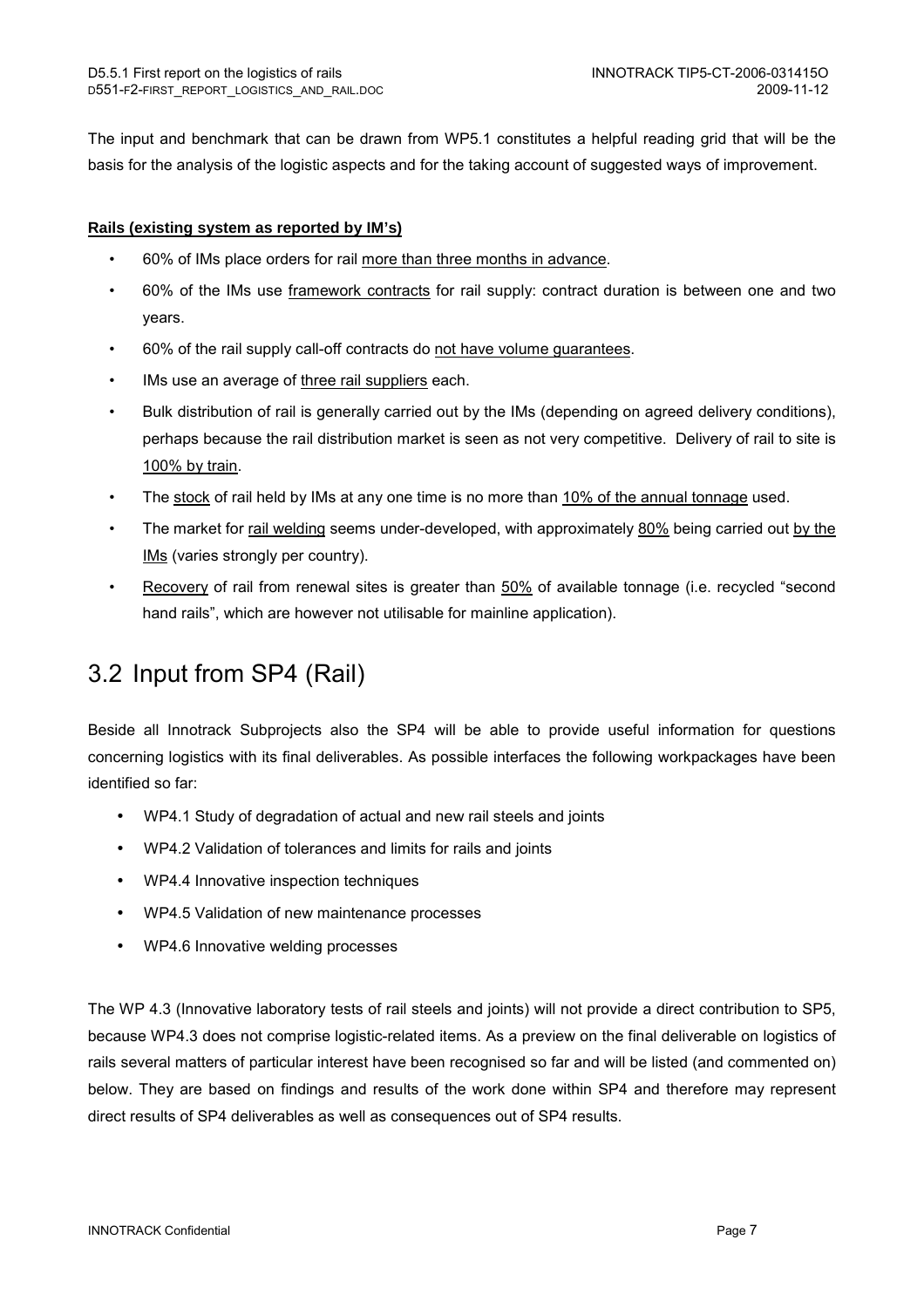The input and benchmark that can be drawn from WP5.1 constitutes a helpful reading grid that will be the basis for the analysis of the logistic aspects and for the taking account of suggested ways of improvement.

**Rails (existing system as reported by IM's)**

- 60% of IMs place orders for rail more than three months in advance.
- 60% of the IMs use framework contracts for rail supply: contract duration is between one and two years.
- 60% of the rail supply call-off contracts do not have volume guarantees.
- IMs use an average of three rail suppliers each.
- Bulk distribution of rail is generally carried out by the IMs (depending on agreed delivery conditions), perhaps because the rail distribution market is seen as not very competitive. Delivery of rail to site is 100% by train.
- The stock of rail held by IMs at any one time is no more than 10% of the annual tonnage used.
- The market for rail welding seems under-developed, with approximately 80% being carried out by the IMs (varies strongly per country).
- Recovery of rail from renewal sites is greater than 50% of available tonnage (i.e. recycled "second hand rails", which are however not utilisable for mainline application).

## 3.2 Input from SP4 (Rail)

Beside all Innotrack Subprojects also the SP4 will be able to provide useful information for questions concerning logistics with its final deliverables. As possible interfaces the following workpackages have been identified so far:

- WP4.1 Study of degradation of actual and new rail steels and joints
- WP4.2 Validation of tolerances and limits for rails and joints
- WP4.4 Innovative inspection techniques
- WP4.5 Validation of new maintenance processes
- WP4.6 Innovative welding processes

The WP 4.3 (Innovative laboratory tests of rail steels and joints) will not provide a direct contribution to SP5, because WP4.3 does not comprise logistic-related items. As a preview on the final deliverable on logistics of rails several matters of particular interest have been recognised so far and will be listed (and commented on) below. They are based on findings and results of the work done within SP4 and therefore may represent direct results of SP4 deliverables as well as consequences out of SP4 results.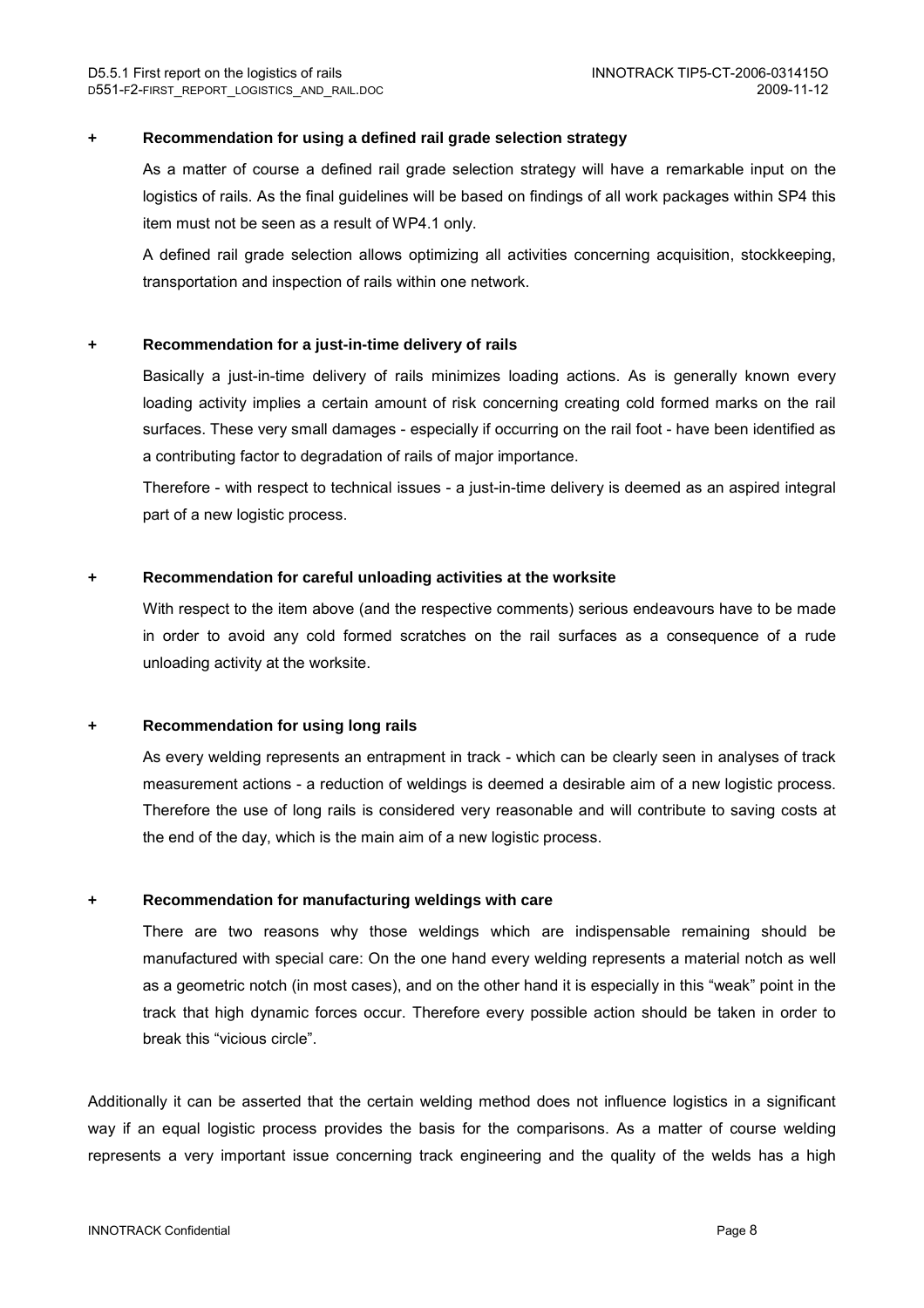**+ Recommendation for using a defined rail grade selection strategy**

As a matter of course a defined rail grade selection strategy will have a remarkable input on the logistics of rails. As the final guidelines will be based on findings of all work packages within SP4 this item must not be seen as a result of WP4.1 only.

A defined rail grade selection allows optimizing all activities concerning acquisition, stockkeeping, transportation and inspection of rails within one network.

**+ Recommendation for a just-in-time delivery of rails**

Basically a just-in-time delivery of rails minimizes loading actions. As is generally known every loading activity implies a certain amount of risk concerning creating cold formed marks on the rail surfaces. These very small damages - especially if occurring on the rail foot - have been identified as a contributing factor to degradation of rails of major importance.

Therefore - with respect to technical issues - a just-in-time delivery is deemed as an aspired integral part of a new logistic process.

**+ Recommendation for careful unloading activities at the worksite**

With respect to the item above (and the respective comments) serious endeavours have to be made in order to avoid any cold formed scratches on the rail surfaces as a consequence of a rude unloading activity at the worksite.

**+ Recommendation for using long rails**

As every welding represents an entrapment in track - which can be clearly seen in analyses of track measurement actions - a reduction of weldings is deemed a desirable aim of a new logistic process. Therefore the use of long rails is considered very reasonable and will contribute to saving costs at the end of the day, which is the main aim of a new logistic process.

**+ Recommendation for manufacturing weldings with care**

There are two reasons why those weldings which are indispensable remaining should be manufactured with special care: On the one hand every welding represents a material notch as well as a geometric notch (in most cases), and on the other hand it is especially in this "weak" point in the track that high dynamic forces occur. Therefore every possible action should be taken in order to break this "vicious circle".

Additionally it can be asserted that the certain welding method does not influence logistics in a significant way if an equal logistic process provides the basis for the comparisons. As a matter of course welding represents a very important issue concerning track engineering and the quality of the welds has a high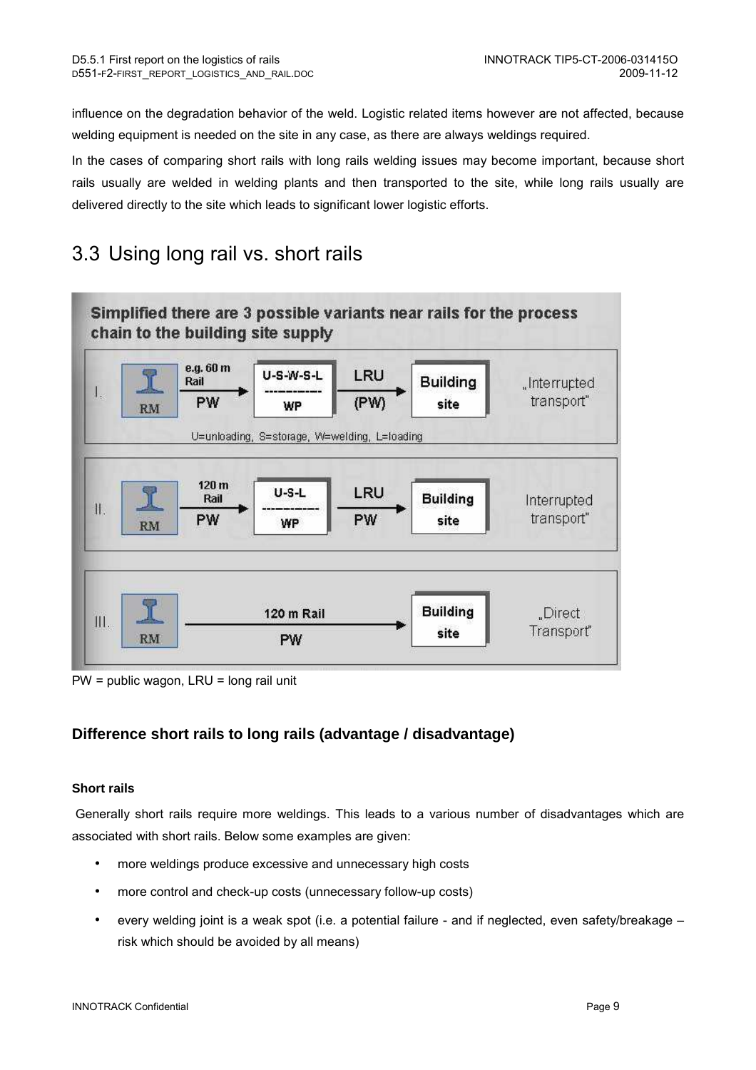influence on the degradation behavior of the weld. Logistic related items however are not affected, because welding equipment is needed on the site in any case, as there are always weldings required.

In the cases of comparing short rails with long rails welding issues may become important, because short rails usually are welded in welding plants and then transported to the site, while long rails usually are delivered directly to the site which leads to significant lower logistic efforts.

## 3.3 Using long rail vs. short rails

**Simplified there are 3 possible variants near rails for the process chain to the building site supply**

I. RM → e.g. 60 m Rail, PW → U-S-W-S-L, WP → LRU (PW) → Building site — „Interrupted transport"

U=unloading, S=storage, W=welding, L=loading

II. RM → 120 m Rail, PW → U-S-L, WP → LRU PW → Building site — Interrupted transport"

III. RM → 120 m Rail, PW → Building site — „Direct Transport"

PW = public wagon, LRU = long rail unit

### Difference short rails to long rails (advantage / disadvantage)

#### Short rails

Generally short rails require more weldings. This leads to a various number of disadvantages which are associated with short rails. Below some examples are given:

- more weldings produce excessive and unnecessary high costs
- more control and check-up costs (unnecessary follow-up costs)
- every welding joint is a weak spot (i.e. a potential failure - and if neglected, even safety/breakage – risk which should be avoided by all means)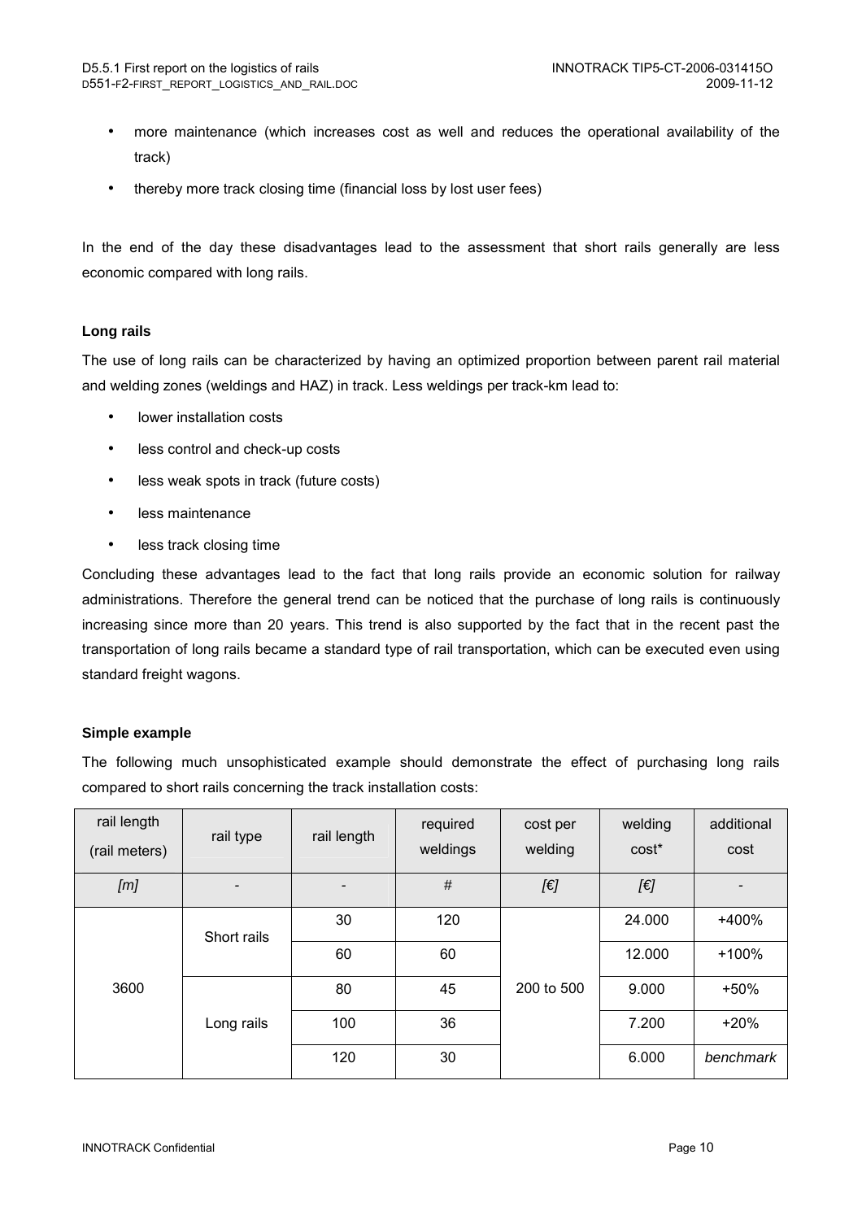- more maintenance (which increases cost as well and reduces the operational availability of the track)
- thereby more track closing time (financial loss by lost user fees)

In the end of the day these disadvantages lead to the assessment that short rails generally are less economic compared with long rails.

**Long rails**

The use of long rails can be characterized by having an optimized proportion between parent rail material and welding zones (weldings and HAZ) in track. Less weldings per track-km lead to:

- lower installation costs
- less control and check-up costs
- less weak spots in track (future costs)
- less maintenance
- less track closing time

Concluding these advantages lead to the fact that long rails provide an economic solution for railway administrations. Therefore the general trend can be noticed that the purchase of long rails is continuously increasing since more than 20 years. This trend is also supported by the fact that in the recent past the transportation of long rails became a standard type of rail transportation, which can be executed even using standard freight wagons.

**Simple example**

The following much unsophisticated example should demonstrate the effect of purchasing long rails compared to short rails concerning the track installation costs:

| rail length (rail meters) | rail type | rail length | required weldings | cost per welding | welding cost* | additional cost |
|---|---|---|---|---|---|---|
| *[m]* | - | - | # | *[€]* | *[€]* | - |
| 3600 | Short rails | 30 | 120 | 200 to 500 | 24.000 | +400% |
| | | 60 | 60 | | 12.000 | +100% |
| | Long rails | 80 | 45 | | 9.000 | +50% |
| | | 100 | 36 | | 7.200 | +20% |
| | | 120 | 30 | | 6.000 | *benchmark* |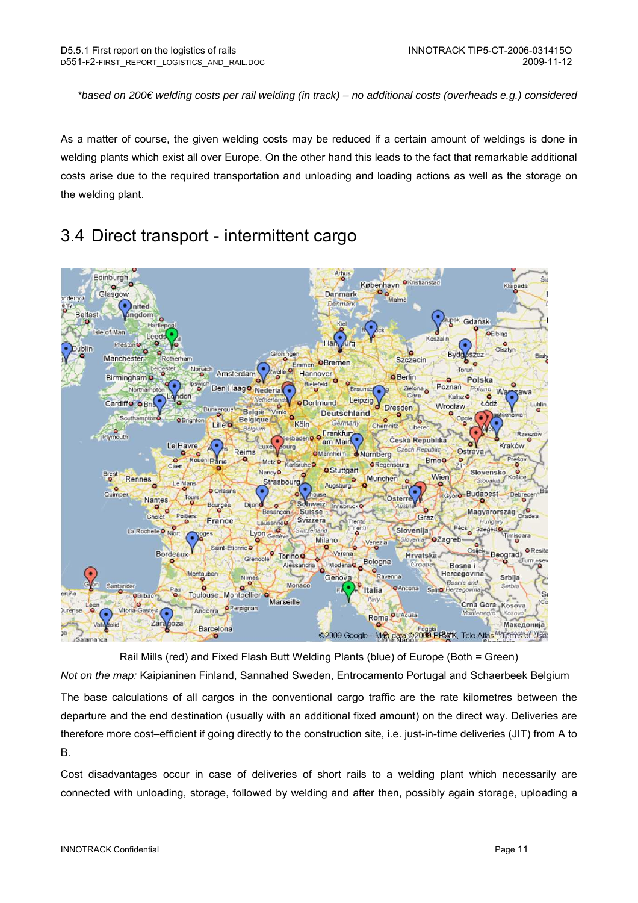*based on 200€ welding costs per rail welding (in track) – no additional costs (overheads e.g.) considered*

As a matter of course, the given welding costs may be reduced if a certain amount of weldings is done in welding plants which exist all over Europe. On the other hand this leads to the fact that remarkable additional costs arise due to the required transportation and unloading and loading actions as well as the storage on the welding plant.

## 3.4 Direct transport - intermittent cargo

Rail Mills (red) and Fixed Flash Butt Welding Plants (blue) of Europe (Both = Green)

*Not on the map:* Kaipianinen Finland, Sannahed Sweden, Entrocamento Portugal and Schaerbeek Belgium

The base calculations of all cargos in the conventional cargo traffic are the rate kilometres between the departure and the end destination (usually with an additional fixed amount) on the direct way. Deliveries are therefore more cost–efficient if going directly to the construction site, i.e. just-in-time deliveries (JIT) from A to B.

Cost disadvantages occur in case of deliveries of short rails to a welding plant which necessarily are connected with unloading, storage, followed by welding and after then, possibly again storage, uploading a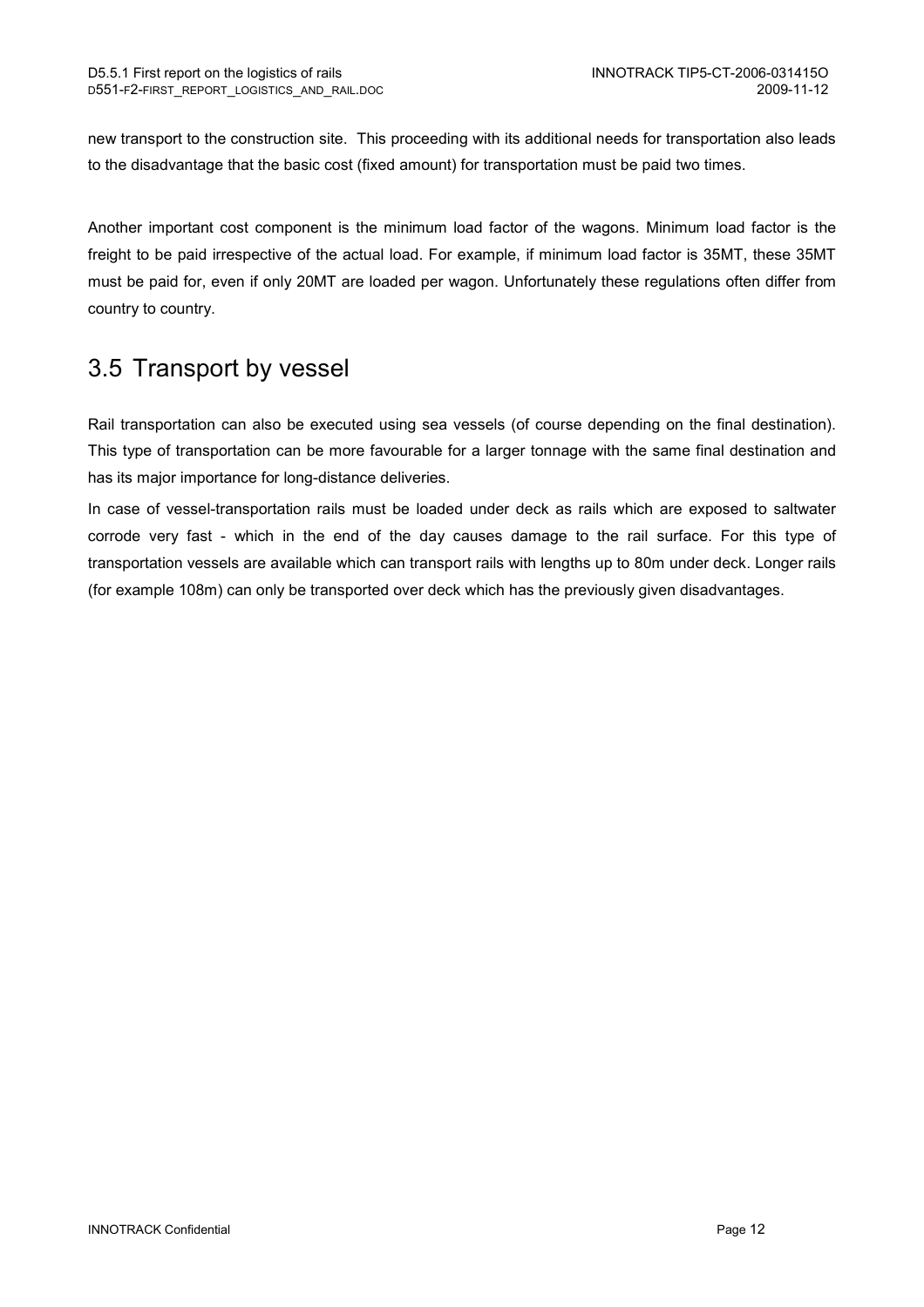new transport to the construction site. This proceeding with its additional needs for transportation also leads to the disadvantage that the basic cost (fixed amount) for transportation must be paid two times.

Another important cost component is the minimum load factor of the wagons. Minimum load factor is the freight to be paid irrespective of the actual load. For example, if minimum load factor is 35MT, these 35MT must be paid for, even if only 20MT are loaded per wagon. Unfortunately these regulations often differ from country to country.

## 3.5 Transport by vessel

Rail transportation can also be executed using sea vessels (of course depending on the final destination). This type of transportation can be more favourable for a larger tonnage with the same final destination and has its major importance for long-distance deliveries.

In case of vessel-transportation rails must be loaded under deck as rails which are exposed to saltwater corrode very fast - which in the end of the day causes damage to the rail surface. For this type of transportation vessels are available which can transport rails with lengths up to 80m under deck. Longer rails (for example 108m) can only be transported over deck which has the previously given disadvantages.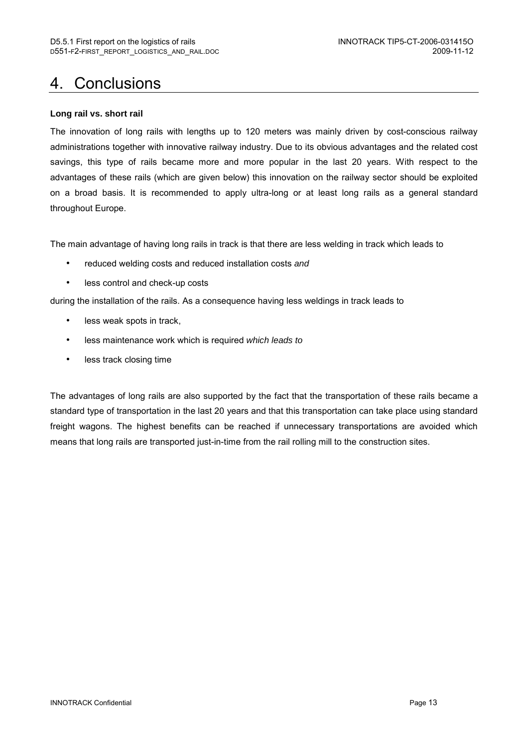# 4. Conclusions

**Long rail vs. short rail**

The innovation of long rails with lengths up to 120 meters was mainly driven by cost-conscious railway administrations together with innovative railway industry. Due to its obvious advantages and the related cost savings, this type of rails became more and more popular in the last 20 years. With respect to the advantages of these rails (which are given below) this innovation on the railway sector should be exploited on a broad basis. It is recommended to apply ultra-long or at least long rails as a general standard throughout Europe.

The main advantage of having long rails in track is that there are less welding in track which leads to

- reduced welding costs and reduced installation costs *and*
- less control and check-up costs

during the installation of the rails. As a consequence having less weldings in track leads to

- less weak spots in track,
- less maintenance work which is required *which leads to*
- less track closing time

The advantages of long rails are also supported by the fact that the transportation of these rails became a standard type of transportation in the last 20 years and that this transportation can take place using standard freight wagons. The highest benefits can be reached if unnecessary transportations are avoided which means that long rails are transported just-in-time from the rail rolling mill to the construction sites.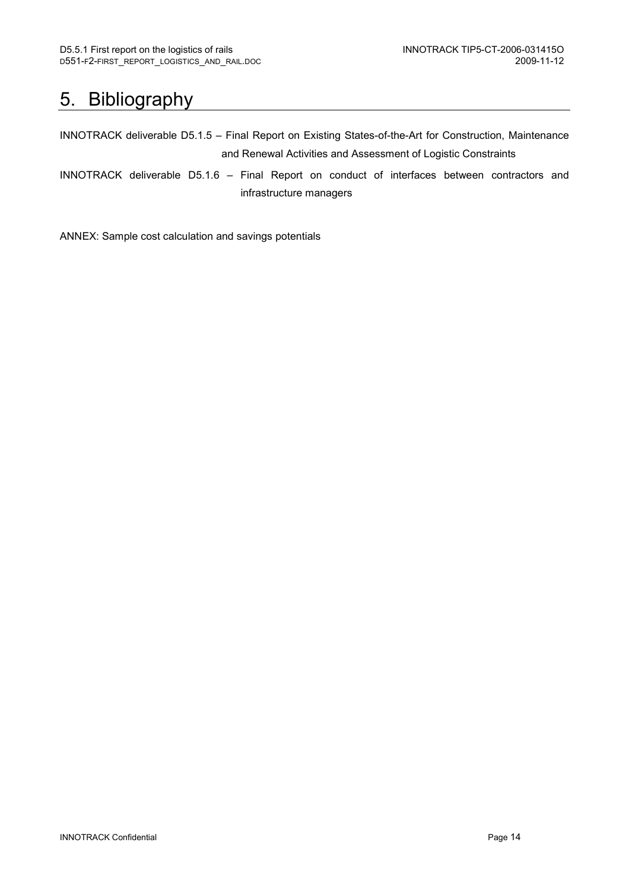# 5. Bibliography

INNOTRACK deliverable D5.1.5 – Final Report on Existing States-of-the-Art for Construction, Maintenance and Renewal Activities and Assessment of Logistic Constraints

INNOTRACK deliverable D5.1.6 – Final Report on conduct of interfaces between contractors and infrastructure managers

ANNEX: Sample cost calculation and savings potentials